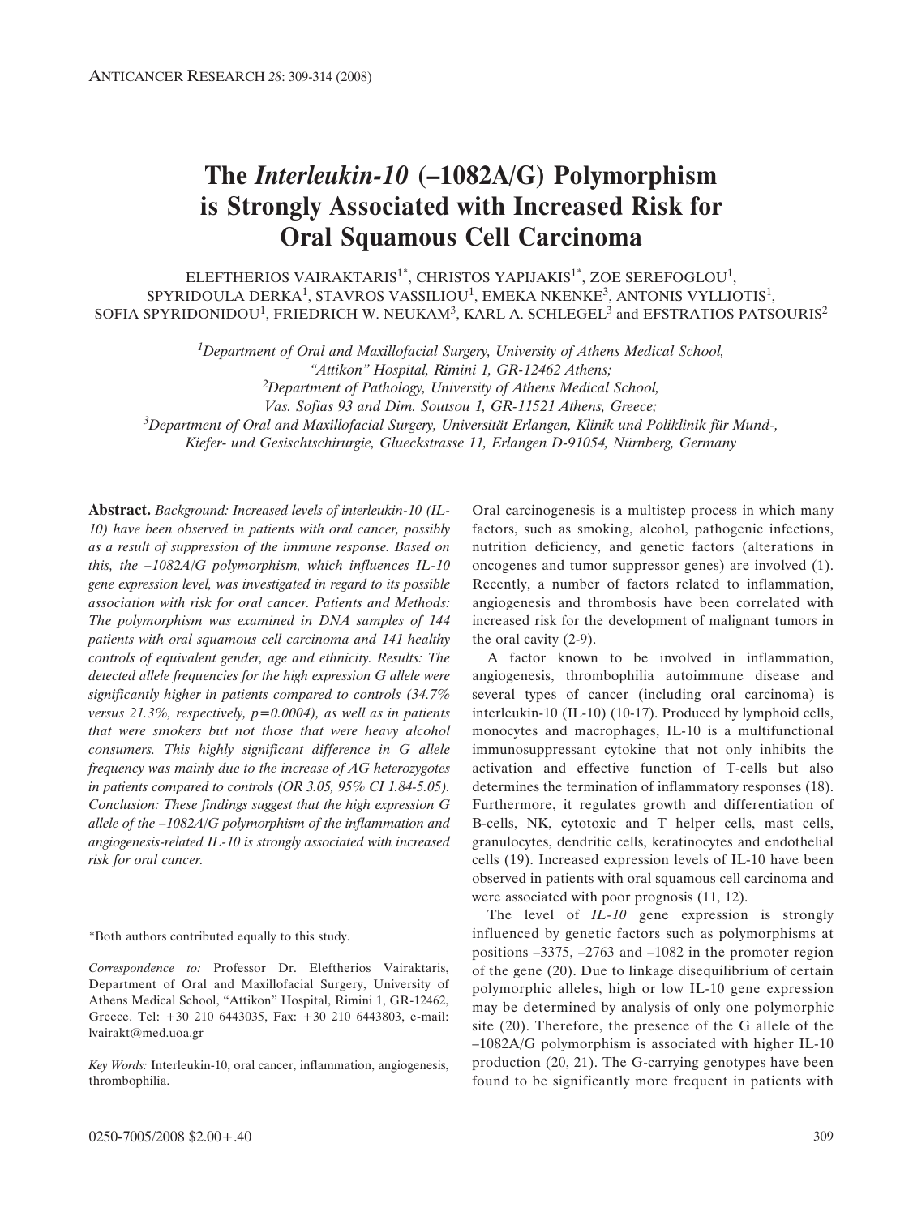# The *Interleukin-10* (–1082A/G) Polymorphism is Strongly Associated with Increased Risk for Oral Squamous Cell Carcinoma

ELEFTHERIOS VAIRAKTARIS[1*], CHRISTOS YAPIJAKIS[1*], ZOE SEREFOGLOU[1], SPYRIDOULA DERKA[1], STAVROS VASSILIOU[1], EMEKA NKENKE[3], ANTONIS VYLLIOTIS[1], SOFIA SPYRIDONIDOU[1], FRIEDRICH W. NEUKAM[3], KARL A. SCHLEGEL[3] and EFSTRATIOS PATSOURIS[2]

[1]*Department of Oral and Maxillofacial Surgery, University of Athens Medical School, "Attikon" Hospital, Rimini 1, GR-12462 Athens;*
[2]*Department of Pathology, University of Athens Medical School, Vas. Sofias 93 and Dim. Soutsou 1, GR-11521 Athens, Greece;*
[3]*Department of Oral and Maxillofacial Surgery, Universität Erlangen, Klinik und Poliklinik für Mund-, Kiefer- und Gesischtschirurgie, Glueckstrasse 11, Erlangen D-91054, Nürnberg, Germany*

**Abstract.** *Background: Increased levels of interleukin-10 (IL-10) have been observed in patients with oral cancer, possibly as a result of suppression of the immune response. Based on this, the –1082A/G polymorphism, which influences IL-10 gene expression level, was investigated in regard to its possible association with risk for oral cancer. Patients and Methods: The polymorphism was examined in DNA samples of 144 patients with oral squamous cell carcinoma and 141 healthy controls of equivalent gender, age and ethnicity. Results: The detected allele frequencies for the high expression G allele were significantly higher in patients compared to controls (34.7% versus 21.3%, respectively, p=0.0004), as well as in patients that were smokers but not those that were heavy alcohol consumers. This highly significant difference in G allele frequency was mainly due to the increase of AG heterozygotes in patients compared to controls (OR 3.05, 95% CI 1.84-5.05). Conclusion: These findings suggest that the high expression G allele of the –1082A/G polymorphism of the inflammation and angiogenesis-related IL-10 is strongly associated with increased risk for oral cancer.*

\*Both authors contributed equally to this study.

*Correspondence to:* Professor Dr. Eleftherios Vairaktaris, Department of Oral and Maxillofacial Surgery, University of Athens Medical School, "Attikon" Hospital, Rimini 1, GR-12462, Greece. Tel: +30 210 6443035, Fax: +30 210 6443803, e-mail: lvairakt@med.uoa.gr

*Key Words:* Interleukin-10, oral cancer, inflammation, angiogenesis, thrombophilia.

Oral carcinogenesis is a multistep process in which many factors, such as smoking, alcohol, pathogenic infections, nutrition deficiency, and genetic factors (alterations in oncogenes and tumor suppressor genes) are involved (1). Recently, a number of factors related to inflammation, angiogenesis and thrombosis have been correlated with increased risk for the development of malignant tumors in the oral cavity (2-9).

A factor known to be involved in inflammation, angiogenesis, thrombophilia autoimmune disease and several types of cancer (including oral carcinoma) is interleukin-10 (IL-10) (10-17). Produced by lymphoid cells, monocytes and macrophages, IL-10 is a multifunctional immunosuppressant cytokine that not only inhibits the activation and effective function of T-cells but also determines the termination of inflammatory responses (18). Furthermore, it regulates growth and differentiation of B-cells, NK, cytotoxic and T helper cells, mast cells, granulocytes, dendritic cells, keratinocytes and endothelial cells (19). Increased expression levels of IL-10 have been observed in patients with oral squamous cell carcinoma and were associated with poor prognosis (11, 12).

The level of *IL-10* gene expression is strongly influenced by genetic factors such as polymorphisms at positions –3375, –2763 and –1082 in the promoter region of the gene (20). Due to linkage disequilibrium of certain polymorphic alleles, high or low IL-10 gene expression may be determined by analysis of only one polymorphic site (20). Therefore, the presence of the G allele of the –1082A/G polymorphism is associated with higher IL-10 production (20, 21). The G-carrying genotypes have been found to be significantly more frequent in patients with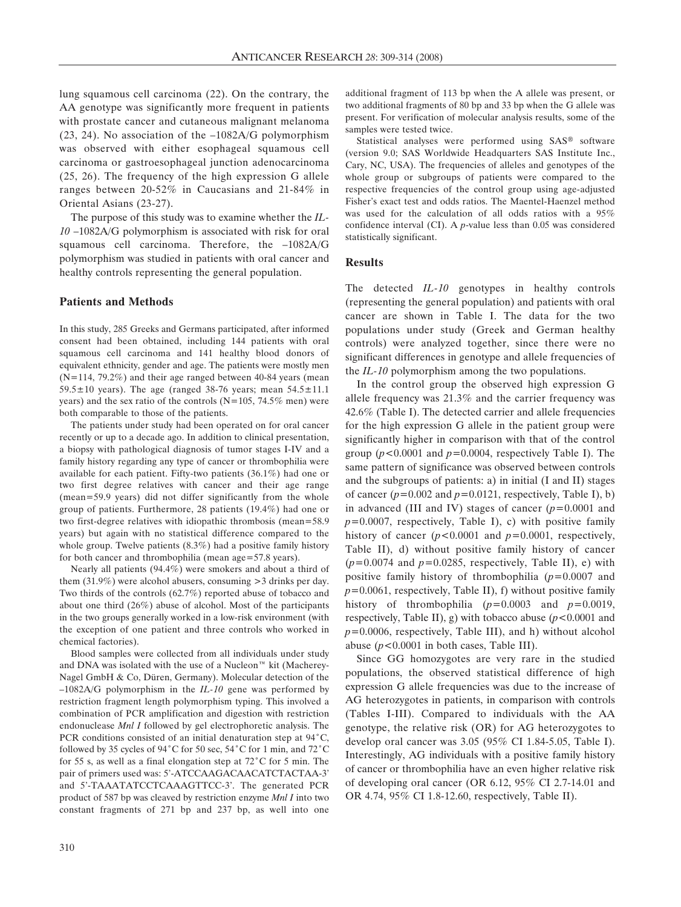lung squamous cell carcinoma (22). On the contrary, the AA genotype was significantly more frequent in patients with prostate cancer and cutaneous malignant melanoma (23, 24). No association of the –1082A/G polymorphism was observed with either esophageal squamous cell carcinoma or gastroesophageal junction adenocarcinoma (25, 26). The frequency of the high expression G allele ranges between 20-52% in Caucasians and 21-84% in Oriental Asians (23-27).

The purpose of this study was to examine whether the *IL-10* –1082A/G polymorphism is associated with risk for oral squamous cell carcinoma. Therefore, the –1082A/G polymorphism was studied in patients with oral cancer and healthy controls representing the general population.

## Patients and Methods

In this study, 285 Greeks and Germans participated, after informed consent had been obtained, including 144 patients with oral squamous cell carcinoma and 141 healthy blood donors of equivalent ethnicity, gender and age. The patients were mostly men (N=114, 79.2%) and their age ranged between 40-84 years (mean 59.5±10 years). The age (ranged 38-76 years; mean 54.5±11.1 years) and the sex ratio of the controls (N=105, 74.5% men) were both comparable to those of the patients.

The patients under study had been operated on for oral cancer recently or up to a decade ago. In addition to clinical presentation, a biopsy with pathological diagnosis of tumor stages I-IV and a family history regarding any type of cancer or thrombophilia were available for each patient. Fifty-two patients (36.1%) had one or two first degree relatives with cancer and their age range (mean=59.9 years) did not differ significantly from the whole group of patients. Furthermore, 28 patients (19.4%) had one or two first-degree relatives with idiopathic thrombosis (mean=58.9 years) but again with no statistical difference compared to the whole group. Twelve patients (8.3%) had a positive family history for both cancer and thrombophilia (mean age=57.8 years).

Nearly all patients (94.4%) were smokers and about a third of them (31.9%) were alcohol abusers, consuming >3 drinks per day. Two thirds of the controls (62.7%) reported abuse of tobacco and about one third (26%) abuse of alcohol. Most of the participants in the two groups generally worked in a low-risk environment (with the exception of one patient and three controls who worked in chemical factories).

Blood samples were collected from all individuals under study and DNA was isolated with the use of a Nucleon™ kit (Macherey-Nagel GmbH & Co, Düren, Germany). Molecular detection of the –1082A/G polymorphism in the *IL-10* gene was performed by restriction fragment length polymorphism typing. This involved a combination of PCR amplification and digestion with restriction endonuclease *Mnl I* followed by gel electrophoretic analysis. The PCR conditions consisted of an initial denaturation step at 94˚C, followed by 35 cycles of 94˚C for 50 sec, 54˚C for 1 min, and 72˚C for 55 s, as well as a final elongation step at 72˚C for 5 min. The pair of primers used was: 5'-ATCCAAGACAACATCTACTAA-3' and 5'-TAAATATCCTCAAAGTTCC-3'. The generated PCR product of 587 bp was cleaved by restriction enzyme *Mnl I* into two constant fragments of 271 bp and 237 bp, as well into one additional fragment of 113 bp when the A allele was present, or two additional fragments of 80 bp and 33 bp when the G allele was present. For verification of molecular analysis results, some of the samples were tested twice.

Statistical analyses were performed using SAS® software (version 9.0; SAS Worldwide Headquarters SAS Institute Inc., Cary, NC, USA). The frequencies of alleles and genotypes of the whole group or subgroups of patients were compared to the respective frequencies of the control group using age-adjusted Fisher's exact test and odds ratios. The Maentel-Haenzel method was used for the calculation of all odds ratios with a 95% confidence interval (CI). A *p*-value less than 0.05 was considered statistically significant.

## Results

The detected *IL-10* genotypes in healthy controls (representing the general population) and patients with oral cancer are shown in Table I. The data for the two populations under study (Greek and German healthy controls) were analyzed together, since there were no significant differences in genotype and allele frequencies of the *IL-10* polymorphism among the two populations.

In the control group the observed high expression G allele frequency was 21.3% and the carrier frequency was 42.6% (Table I). The detected carrier and allele frequencies for the high expression G allele in the patient group were significantly higher in comparison with that of the control group ($p<0.0001$ and $p=0.0004$, respectively Table I). The same pattern of significance was observed between controls and the subgroups of patients: a) in initial (I and II) stages of cancer ($p=0.002$ and $p=0.0121$, respectively, Table I), b) in advanced (III and IV) stages of cancer ($p=0.0001$ and $p=0.0007$, respectively, Table I), c) with positive family history of cancer ($p<0.0001$ and $p=0.0001$, respectively, Table II), d) without positive family history of cancer ($p=0.0074$ and $p=0.0285$, respectively, Table II), e) with positive family history of thrombophilia ($p=0.0007$ and $p=0.0061$, respectively, Table II), f) without positive family history of thrombophilia ($p=0.0003$ and $p=0.0019$, respectively, Table II), g) with tobacco abuse ($p<0.0001$ and $p=0.0006$, respectively, Table III), and h) without alcohol abuse ($p<0.0001$ in both cases, Table III).

Since GG homozygotes are very rare in the studied populations, the observed statistical difference of high expression G allele frequencies was due to the increase of AG heterozygotes in patients, in comparison with controls (Tables I-III). Compared to individuals with the AA genotype, the relative risk (OR) for AG heterozygotes to develop oral cancer was 3.05 (95% CI 1.84-5.05, Table I). Interestingly, AG individuals with a positive family history of cancer or thrombophilia have an even higher relative risk of developing oral cancer (OR 6.12, 95% CI 2.7-14.01 and OR 4.74, 95% CI 1.8-12.60, respectively, Table II).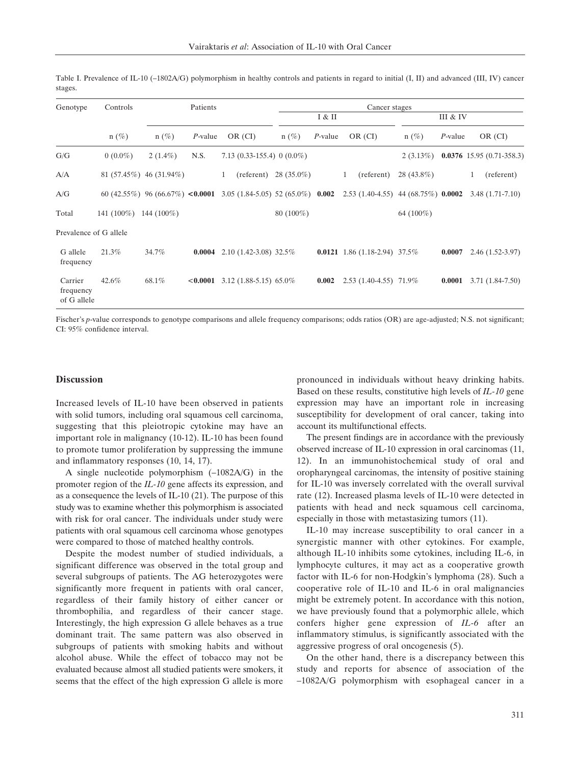Table I. Prevalence of IL-10 (–1802A/G) polymorphism in healthy controls and patients in regard to initial (I, II) and advanced (III, IV) cancer stages.

| Genotype | Controls | Patients | | | Cancer stages | | | | | |
|---|---|---|---|---|---|---|---|---|---|---|
| | | | | | I & II | | | III & IV | | |
| | n (%) | n (%) | *P*-value | OR (CI) | n (%) | *P*-value | OR (CI) | n (%) | *P*-value | OR (CI) |
| G/G | 0 (0.0%) | 2 (1.4%) | N.S. | 7.13 (0.33-155.4) | 0 (0.0%) | | | 2 (3.13%) | **0.0376** | 15.95 (0.71-358.3) |
| A/A | 81 (57.45%) | 46 (31.94%) | | 1 (referent) | 28 (35.0%) | | 1 (referent) | 28 (43.8%) | | 1 (referent) |
| A/G | 60 (42.55%) | 96 (66.67%) | **<0.0001** | 3.05 (1.84-5.05) | 52 (65.0%) | **0.002** | 2.53 (1.40-4.55) | 44 (68.75%) | **0.0002** | 3.48 (1.71-7.10) |
| Total | 141 (100%) | 144 (100%) | | | 80 (100%) | | | 64 (100%) | | |
| Prevalence of G allele | | | | | | | | | | |
| G allele frequency | 21.3% | 34.7% | **0.0004** | 2.10 (1.42-3.08) | 32.5% | **0.0121** | 1.86 (1.18-2.94) | 37.5% | **0.0007** | 2.46 (1.52-3.97) |
| Carrier frequency of G allele | 42.6% | 68.1% | **<0.0001** | 3.12 (1.88-5.15) | 65.0% | **0.002** | 2.53 (1.40-4.55) | 71.9% | **0.0001** | 3.71 (1.84-7.50) |

Fischer's *p*-value corresponds to genotype comparisons and allele frequency comparisons; odds ratios (OR) are age-adjusted; N.S. not significant; CI: 95% confidence interval.

## Discussion

Increased levels of IL-10 have been observed in patients with solid tumors, including oral squamous cell carcinoma, suggesting that this pleiotropic cytokine may have an important role in malignancy (10-12). IL-10 has been found to promote tumor proliferation by suppressing the immune and inflammatory responses (10, 14, 17).

A single nucleotide polymorphism (–1082A/G) in the promoter region of the *IL-10* gene affects its expression, and as a consequence the levels of IL-10 (21). The purpose of this study was to examine whether this polymorphism is associated with risk for oral cancer. The individuals under study were patients with oral squamous cell carcinoma whose genotypes were compared to those of matched healthy controls.

Despite the modest number of studied individuals, a significant difference was observed in the total group and several subgroups of patients. The AG heterozygotes were significantly more frequent in patients with oral cancer, regardless of their family history of either cancer or thrombophilia, and regardless of their cancer stage. Interestingly, the high expression G allele behaves as a true dominant trait. The same pattern was also observed in subgroups of patients with smoking habits and without alcohol abuse. While the effect of tobacco may not be evaluated because almost all studied patients were smokers, it seems that the effect of the high expression G allele is more pronounced in individuals without heavy drinking habits. Based on these results, constitutive high levels of *IL-10* gene expression may have an important role in increasing susceptibility for development of oral cancer, taking into account its multifunctional effects.

The present findings are in accordance with the previously observed increase of IL-10 expression in oral carcinomas (11, 12). In an immunohistochemical study of oral and oropharyngeal carcinomas, the intensity of positive staining for IL-10 was inversely correlated with the overall survival rate (12). Increased plasma levels of IL-10 were detected in patients with head and neck squamous cell carcinoma, especially in those with metastasizing tumors (11).

IL-10 may increase susceptibility to oral cancer in a synergistic manner with other cytokines. For example, although IL-10 inhibits some cytokines, including IL-6, in lymphocyte cultures, it may act as a cooperative growth factor with IL-6 for non-Hodgkin's lymphoma (28). Such a cooperative role of IL-10 and IL-6 in oral malignancies might be extremely potent. In accordance with this notion, we have previously found that a polymorphic allele, which confers higher gene expression of *IL-6* after an inflammatory stimulus, is significantly associated with the aggressive progress of oral oncogenesis (5).

On the other hand, there is a discrepancy between this study and reports for absence of association of the –1082A/G polymorphism with esophageal cancer in a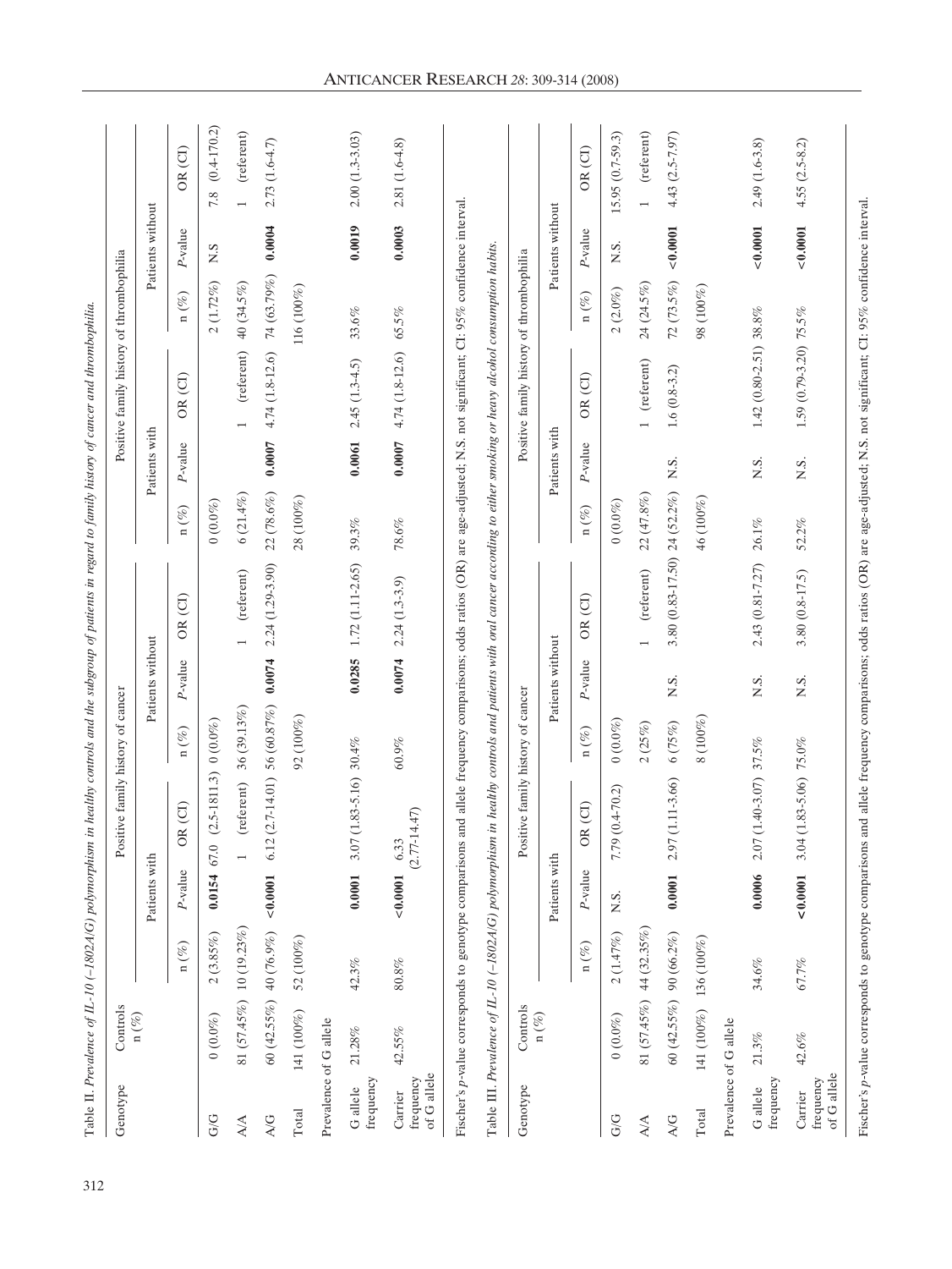Table II. *Prevalence of IL-10 (−1802A/G) polymorphism in healthy controls and the subgroup of patients in regard to family history of cancer and thrombophilia.*

| Genotype | Controls n (%) | Positive family history of cancer | | | | | | Positive family history of thrombophilia | | | | | |
|---|---|---|---|---|---|---|---|---|---|---|---|---|---|
| | | Patients with | | | Patients without | | | Patients with | | | Patients without | | |
| | | n (%) | P-value | OR (CI) | n (%) | P-value | OR (CI) | n (%) | P-value | OR (CI) | n (%) | P-value | OR (CI) |
| G/G | 0 (0.0%) | 2 (3.85%) | **0.0154** | 67.0 (2.5-1811.3) | 0 (0.0%) | | | 0 (0.0%) | | | 2 (1.72%) | N.S | 7.8 (0.4-170.2) |
| A/A | 81 (57.45%) | 10 (19.23%) | | 1 (referent) | 36 (39.13%) | | 1 (referent) | 6 (21.4%) | | 1 (referent) | 40 (34.5%) | | 1 (referent) |
| A/G | 60 (42.55%) | 40 (76.9%) | **<0.0001** | 6.12 (2.7-14.01) | 56 (60.87%) | **0.0074** | 2.24 (1.29-3.90) | 22 (78.6%) | **0.0007** | 4.74 (1.8-12.6) | 74 (63.79%) | **0.0004** | 2.73 (1.6-4.7) |
| Total | 141 (100%) | 52 (100%) | | | 92 (100%) | | | 28 (100%) | | | 116 (100%) | | |
| Prevalence of G allele | | | | | | | | | | | | | |
| G allele frequency | 21.28% | 42.3% | **0.0001** | 3.07 (1.83-5.16) | 30.4% | **0.0285** | 1.72 (1.11-2.65) | 39.3% | **0.0061** | 2.45 (1.3-4.5) | 33.6% | **0.0019** | 2.00 (1.3-3.03) |
| Carrier frequency of G allele | 42.55% | 80.8% | **<0.0001** | 6.33 (2.77-14.47) | 60.9% | **0.0074** | 2.24 (1.3-3.9) | 78.6% | **0.0007** | 4.74 (1.8-12.6) | 65.5% | **0.0003** | 2.81 (1.6-4.8) |

Fischer's *p*-value corresponds to genotype comparisons and allele frequency comparisons; odds ratios (OR) are age-adjusted; N.S. not significant; CI: 95% confidence interval.

Table III. *Prevalence of IL-10 (−1802A/G) polymorphism in healthy controls and patients with oral cancer according to either smoking or heavy alcohol consumption habits.*

| Genotype | Controls n (%) | Positive family history of cancer | | | | | | Positive family history of thrombophilia | | | | | |
|---|---|---|---|---|---|---|---|---|---|---|---|---|---|
| | | Patients with | | | Patients without | | | Patients with | | | Patients without | | |
| | | n (%) | P-value | OR (CI) | n (%) | P-value | OR (CI) | n (%) | P-value | OR (CI) | n (%) | P-value | OR (CI) |
| G/G | 0 (0.0%) | 2 (1.47%) | N.S. | 7.79 (0.4-70.2) | 0 (0.0%) | | | 0 (0.0%) | | | 2 (2.0%) | N.S. | 15.95 (0.7-59.3) |
| A/A | 81 (57.45%) | 44 (32.35%) | | | 2 (25%) | | 1 (referent) | 22 (47.8%) | | 1 (referent) | 24 (24.5%) | | 1 (referent) |
| A/G | 60 (42.55%) | 90 (66.2%) | **0.0001** | 2.97 (1.11-3.66) | 6 (75%) | N.S. | 3.80 (0.83-17.50) | 24 (52.2%) | N.S. | 1.6 (0.8-3.2) | 72 (73.5%) | **<0.0001** | 4.43 (2.5-7.97) |
| Total | 141 (100%) | 136 (100%) | | | 8 (100%) | | | 46 (100%) | | | 98 (100%) | | |
| Prevalence of G allele | | | | | | | | | | | | | |
| G allele frequency | 21.3% | 34.6% | **0.0006** | 2.07 (1.40-3.07) | 37.5% | N.S. | 2.43 (0.81-7.27) | 26.1% | N.S. | 1.42 (0.80-2.51) | 38.8% | **<0.0001** | 2.49 (1.6-3.8) |
| Carrier frequency of G allele | 42.6% | 67.7% | **<0.0001** | 3.04 (1.83-5.06) | 75.0% | N.S. | 3.80 (0.8-17.5) | 52.2% | N.S. | 1.59 (0.79-3.20) | 75.5% | **<0.0001** | 4.55 (2.5-8.2) |

Fischer's *p*-value corresponds to genotype comparisons and allele frequency comparisons; odds ratios (OR) are age-adjusted; N.S. not significant; CI: 95% confidence interval.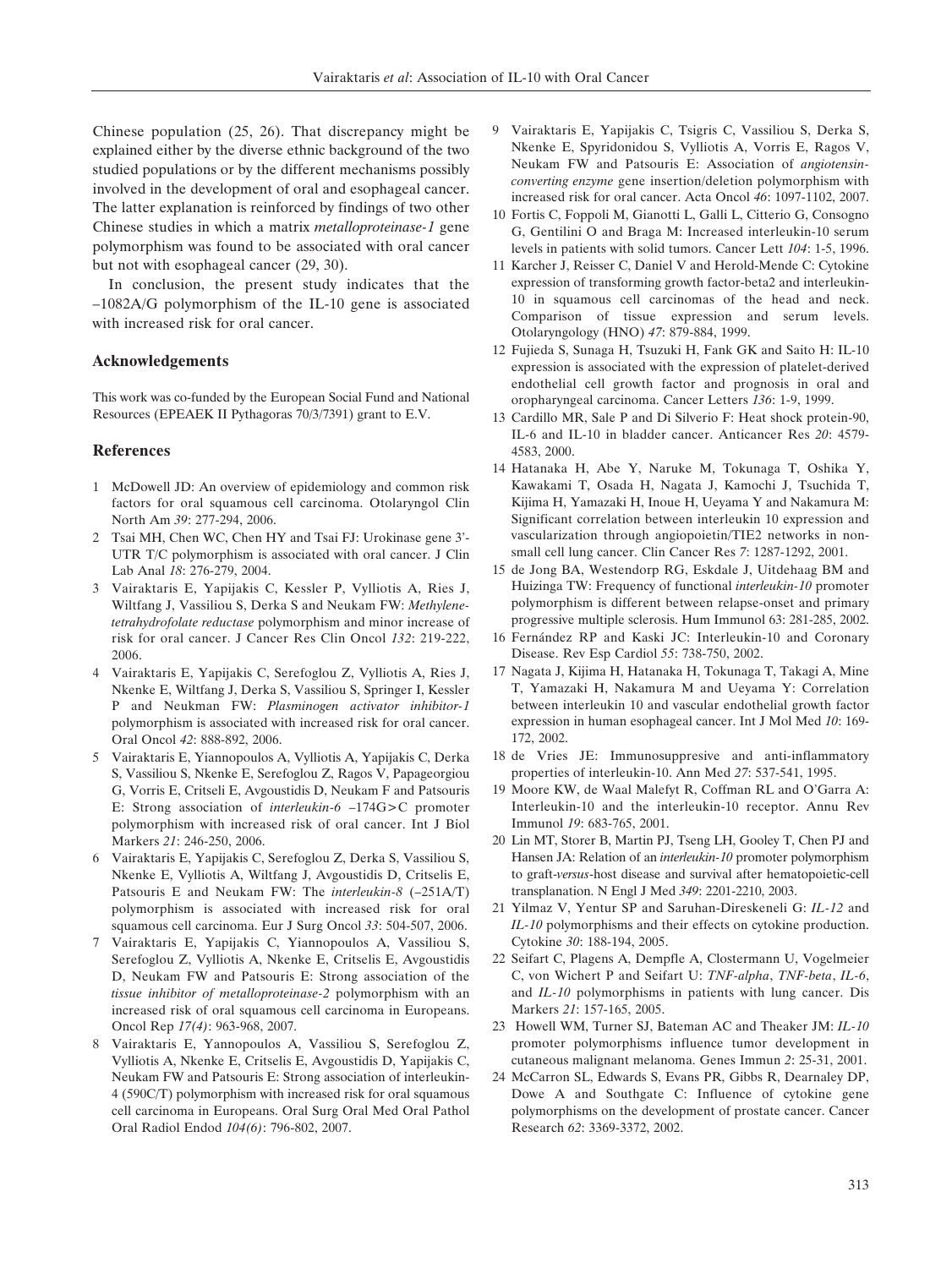Chinese population (25, 26). That discrepancy might be explained either by the diverse ethnic background of the two studied populations or by the different mechanisms possibly involved in the development of oral and esophageal cancer. The latter explanation is reinforced by findings of two other Chinese studies in which a matrix *metalloproteinase-1* gene polymorphism was found to be associated with oral cancer but not with esophageal cancer (29, 30).

In conclusion, the present study indicates that the –1082A/G polymorphism of the IL-10 gene is associated with increased risk for oral cancer.

## Acknowledgements

This work was co-funded by the European Social Fund and National Resources (EPEAEK II Pythagoras 70/3/7391) grant to E.V.

## References

1. McDowell JD: An overview of epidemiology and common risk factors for oral squamous cell carcinoma. Otolaryngol Clin North Am *39*: 277-294, 2006.
2. Tsai MH, Chen WC, Chen HY and Tsai FJ: Urokinase gene 3'-UTR T/C polymorphism is associated with oral cancer. J Clin Lab Anal *18*: 276-279, 2004.
3. Vairaktaris E, Yapijakis C, Kessler P, Vylliotis A, Ries J, Wiltfang J, Vassiliou S, Derka S and Neukam FW: *Methylenetetrahydrofolate reductase* polymorphism and minor increase of risk for oral cancer. J Cancer Res Clin Oncol *132*: 219-222, 2006.
4. Vairaktaris E, Yapijakis C, Serefoglou Z, Vylliotis A, Ries J, Nkenke E, Wiltfang J, Derka S, Vassiliou S, Springer I, Kessler P and Neukman FW: *Plasminogen activator inhibitor-1* polymorphism is associated with increased risk for oral cancer. Oral Oncol *42*: 888-892, 2006.
5. Vairaktaris E, Yiannopoulos A, Vylliotis A, Yapijakis C, Derka S, Vassiliou S, Nkenke E, Serefoglou Z, Ragos V, Papageorgiou G, Vorris E, Critseli E, Avgoustidis D, Neukam F and Patsouris E: Strong association of *interleukin-6* –174G>C promoter polymorphism with increased risk of oral cancer. Int J Biol Markers *21*: 246-250, 2006.
6. Vairaktaris E, Yapijakis C, Serefoglou Z, Derka S, Vassiliou S, Nkenke E, Vylliotis A, Wiltfang J, Avgoustidis D, Critselis E, Patsouris E and Neukam FW: The *interleukin-8* (–251A/T) polymorphism is associated with increased risk for oral squamous cell carcinoma. Eur J Surg Oncol *33*: 504-507, 2006.
7. Vairaktaris E, Yapijakis C, Yiannopoulos A, Vassiliou S, Serefoglou Z, Vylliotis A, Nkenke E, Critselis E, Avgoustidis D, Neukam FW and Patsouris E: Strong association of the *tissue inhibitor of metalloproteinase-2* polymorphism with an increased risk of oral squamous cell carcinoma in Europeans. Oncol Rep *17(4)*: 963-968, 2007.
8. Vairaktaris E, Yannopoulos A, Vassiliou S, Serefoglou Z, Vylliotis A, Nkenke E, Critselis E, Avgoustidis D, Yapijakis C, Neukam FW and Patsouris E: Strong association of interleukin-4 (590C/T) polymorphism with increased risk for oral squamous cell carcinoma in Europeans. Oral Surg Oral Med Oral Pathol Oral Radiol Endod *104(6)*: 796-802, 2007.
9. Vairaktaris E, Yapijakis C, Tsigris C, Vassiliou S, Derka S, Nkenke E, Spyridonidou S, Vylliotis A, Vorris E, Ragos V, Neukam FW and Patsouris E: Association of *angiotensin-converting enzyme* gene insertion/deletion polymorphism with increased risk for oral cancer. Acta Oncol *46*: 1097-1102, 2007.
10. Fortis C, Foppoli M, Gianotti L, Galli L, Citterio G, Consogno G, Gentilini O and Braga M: Increased interleukin-10 serum levels in patients with solid tumors. Cancer Lett *104*: 1-5, 1996.
11. Karcher J, Reisser C, Daniel V and Herold-Mende C: Cytokine expression of transforming growth factor-beta2 and interleukin-10 in squamous cell carcinomas of the head and neck. Comparison of tissue expression and serum levels. Otolaryngology (HNO) *47*: 879-884, 1999.
12. Fujieda S, Sunaga H, Tsuzuki H, Fank GK and Saito H: IL-10 expression is associated with the expression of platelet-derived endothelial cell growth factor and prognosis in oral and oropharyngeal carcinoma. Cancer Letters *136*: 1-9, 1999.
13. Cardillo MR, Sale P and Di Silverio F: Heat shock protein-90, IL-6 and IL-10 in bladder cancer. Anticancer Res *20*: 4579-4583, 2000.
14. Hatanaka H, Abe Y, Naruke M, Tokunaga T, Oshika Y, Kawakami T, Osada H, Nagata J, Kamochi J, Tsuchida T, Kijima H, Yamazaki H, Inoue H, Ueyama Y and Nakamura M: Significant correlation between interleukin 10 expression and vascularization through angiopoietin/TIE2 networks in non-small cell lung cancer. Clin Cancer Res *7*: 1287-1292, 2001.
15. de Jong BA, Westendorp RG, Eskdale J, Uitdehaag BM and Huizinga TW: Frequency of functional *interleukin-10* promoter polymorphism is different between relapse-onset and primary progressive multiple sclerosis. Hum Immunol 63: 281-285, 2002.
16. Fernández RP and Kaski JC: Interleukin-10 and Coronary Disease. Rev Esp Cardiol *55*: 738-750, 2002.
17. Nagata J, Kijima H, Hatanaka H, Tokunaga T, Takagi A, Mine T, Yamazaki H, Nakamura M and Ueyama Y: Correlation between interleukin 10 and vascular endothelial growth factor expression in human esophageal cancer. Int J Mol Med *10*: 169-172, 2002.
18. de Vries JE: Immunosuppresive and anti-inflammatory properties of interleukin-10. Ann Med *27*: 537-541, 1995.
19. Moore KW, de Waal Malefyt R, Coffman RL and O'Garra A: Interleukin-10 and the interleukin-10 receptor. Annu Rev Immunol *19*: 683-765, 2001.
20. Lin MT, Storer B, Martin PJ, Tseng LH, Gooley T, Chen PJ and Hansen JA: Relation of an *interleukin-10* promoter polymorphism to graft-*versus*-host disease and survival after hematopoietic-cell transplanation. N Engl J Med *349*: 2201-2210, 2003.
21. Yilmaz V, Yentur SP and Saruhan-Direskeneli G: *IL-12* and *IL-10* polymorphisms and their effects on cytokine production. Cytokine *30*: 188-194, 2005.
22. Seifart C, Plagens A, Dempfle A, Clostermann U, Vogelmeier C, von Wichert P and Seifart U: *TNF-alpha*, *TNF-beta*, *IL-6*, and *IL-10* polymorphisms in patients with lung cancer. Dis Markers *21*: 157-165, 2005.
23. Howell WM, Turner SJ, Bateman AC and Theaker JM: *IL-10* promoter polymorphisms influence tumor development in cutaneous malignant melanoma. Genes Immun *2*: 25-31, 2001.
24. McCarron SL, Edwards S, Evans PR, Gibbs R, Dearnaley DP, Dowe A and Southgate C: Influence of cytokine gene polymorphisms on the development of prostate cancer. Cancer Research *62*: 3369-3372, 2002.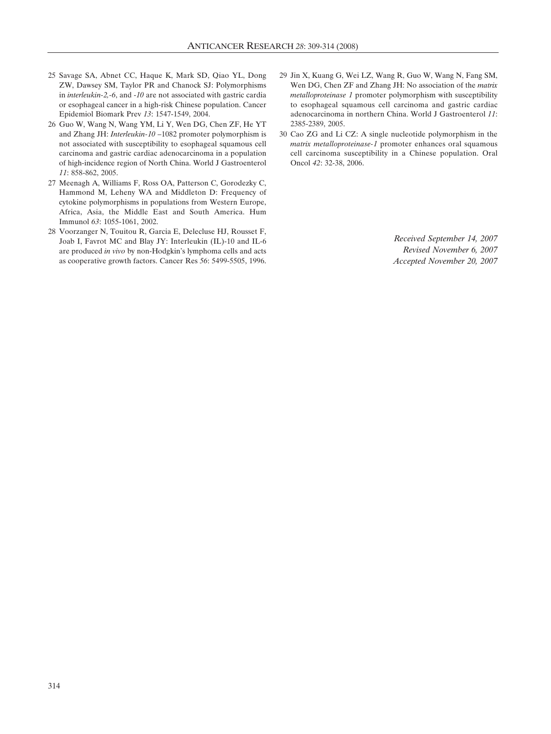25 Savage SA, Abnet CC, Haque K, Mark SD, Qiao YL, Dong ZW, Dawsey SM, Taylor PR and Chanock SJ: Polymorphisms in *interleukin-2,-6*, and *-10* are not associated with gastric cardia or esophageal cancer in a high-risk Chinese population. Cancer Epidemiol Biomark Prev *13*: 1547-1549, 2004.

26 Guo W, Wang N, Wang YM, Li Y, Wen DG, Chen ZF, He YT and Zhang JH: *Interleukin-10* –1082 promoter polymorphism is not associated with susceptibility to esophageal squamous cell carcinoma and gastric cardiac adenocarcinoma in a population of high-incidence region of North China. World J Gastroenterol *11*: 858-862, 2005.

27 Meenagh A, Williams F, Ross OA, Patterson C, Gorodezky C, Hammond M, Leheny WA and Middleton D: Frequency of cytokine polymorphisms in populations from Western Europe, Africa, Asia, the Middle East and South America. Hum Immunol *63*: 1055-1061, 2002.

28 Voorzanger N, Touitou R, Garcia E, Delecluse HJ, Rousset F, Joab I, Favrot MC and Blay JY: Interleukin (IL)-10 and IL-6 are produced *in vivo* by non-Hodgkin's lymphoma cells and acts as cooperative growth factors. Cancer Res *56*: 5499-5505, 1996.

29 Jin X, Kuang G, Wei LZ, Wang R, Guo W, Wang N, Fang SM, Wen DG, Chen ZF and Zhang JH: No association of the *matrix metalloproteinase 1* promoter polymorphism with susceptibility to esophageal squamous cell carcinoma and gastric cardiac adenocarcinoma in northern China. World J Gastroenterol *11*: 2385-2389, 2005.

30 Cao ZG and Li CZ: A single nucleotide polymorphism in the *matrix metalloproteinase-1* promoter enhances oral squamous cell carcinoma susceptibility in a Chinese population. Oral Oncol *42*: 32-38, 2006.

*Received September 14, 2007*
*Revised November 6, 2007*
*Accepted November 20, 2007*